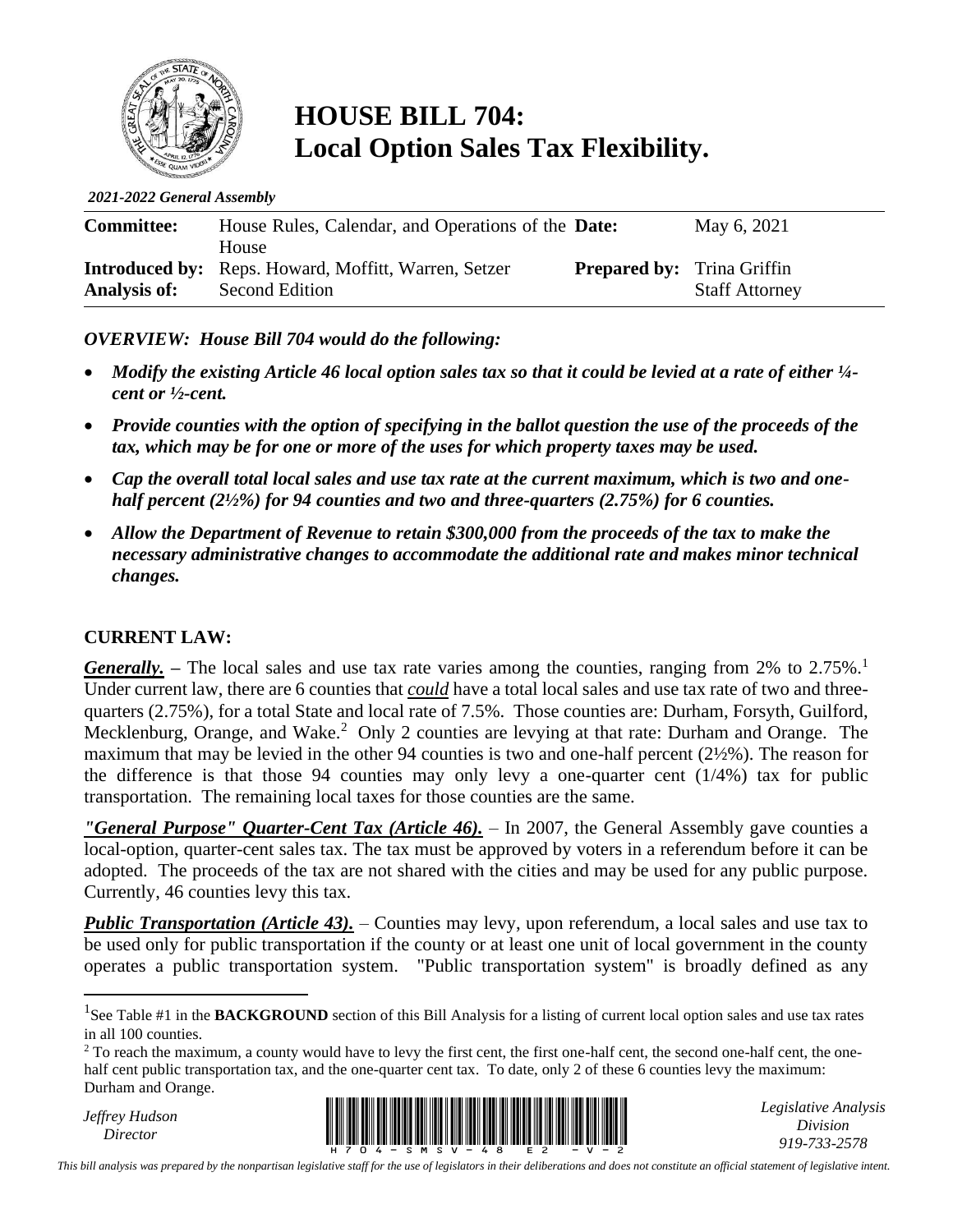# HOUSE BILL 704: Local Option Sales Tax Flexibility.

*2021-2022 General Assembly*

| | | | |
|---|---|---|---|
| **Committee:** | House Rules, Calendar, and Operations of the House | **Date:** | May 6, 2021 |
| **Introduced by:** | Reps. Howard, Moffitt, Warren, Setzer | **Prepared by:** | Trina Griffin |
| **Analysis of:** | Second Edition | | Staff Attorney |

***OVERVIEW: House Bill 704 would do the following:***

- ***Modify the existing Article 46 local option sales tax so that it could be levied at a rate of either ¼-cent or ½-cent.***
- ***Provide counties with the option of specifying in the ballot question the use of the proceeds of the tax, which may be for one or more of the uses for which property taxes may be used.***
- ***Cap the overall total local sales and use tax rate at the current maximum, which is two and one-half percent (2½%) for 94 counties and two and three-quarters (2.75%) for 6 counties.***
- ***Allow the Department of Revenue to retain $300,000 from the proceeds of the tax to make the necessary administrative changes to accommodate the additional rate and makes minor technical changes.***

## CURRENT LAW:

***Generally.*** **–** The local sales and use tax rate varies among the counties, ranging from 2% to 2.75%.[1] Under current law, there are 6 counties that ***could*** have a total local sales and use tax rate of two and three-quarters (2.75%), for a total State and local rate of 7.5%. Those counties are: Durham, Forsyth, Guilford, Mecklenburg, Orange, and Wake.[2] Only 2 counties are levying at that rate: Durham and Orange. The maximum that may be levied in the other 94 counties is two and one-half percent (2½%). The reason for the difference is that those 94 counties may only levy a one-quarter cent (1/4%) tax for public transportation. The remaining local taxes for those counties are the same.

***"General Purpose" Quarter-Cent Tax (Article 46).*** – In 2007, the General Assembly gave counties a local-option, quarter-cent sales tax. The tax must be approved by voters in a referendum before it can be adopted. The proceeds of the tax are not shared with the cities and may be used for any public purpose. Currently, 46 counties levy this tax.

***Public Transportation (Article 43).*** – Counties may levy, upon referendum, a local sales and use tax to be used only for public transportation if the county or at least one unit of local government in the county operates a public transportation system. "Public transportation system" is broadly defined as any

[1] See Table #1 in the **BACKGROUND** section of this Bill Analysis for a listing of current local option sales and use tax rates in all 100 counties.

[2] To reach the maximum, a county would have to levy the first cent, the first one-half cent, the second one-half cent, the one-half cent public transportation tax, and the one-quarter cent tax. To date, only 2 of these 6 counties levy the maximum: Durham and Orange.

*Jeffrey Hudson*
*Director*

*Legislative Analysis Division*
*919-733-2578*

*This bill analysis was prepared by the nonpartisan legislative staff for the use of legislators in their deliberations and does not constitute an official statement of legislative intent.*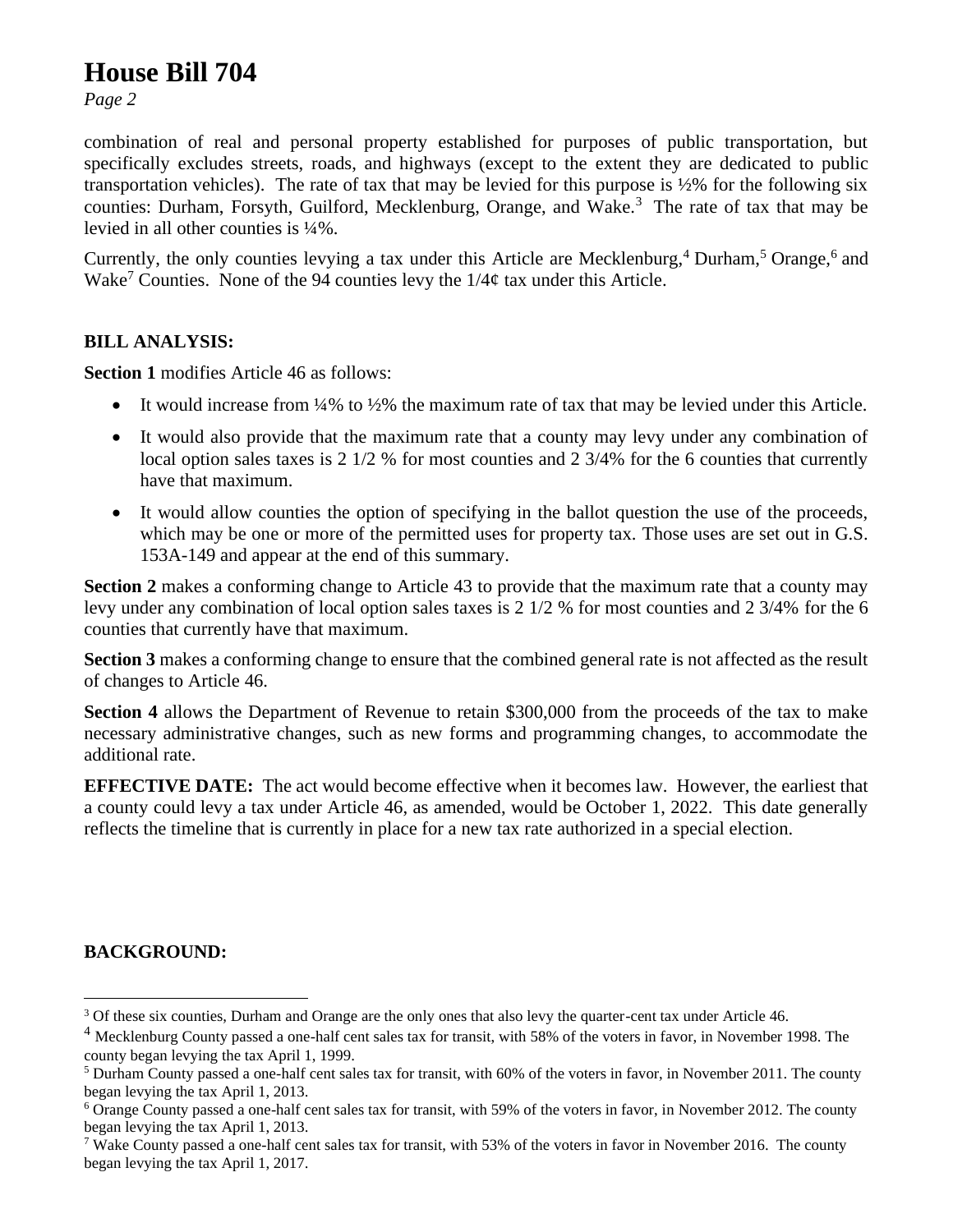combination of real and personal property established for purposes of public transportation, but specifically excludes streets, roads, and highways (except to the extent they are dedicated to public transportation vehicles). The rate of tax that may be levied for this purpose is ½% for the following six counties: Durham, Forsyth, Guilford, Mecklenburg, Orange, and Wake.[3] The rate of tax that may be levied in all other counties is ¼%.

Currently, the only counties levying a tax under this Article are Mecklenburg,[4] Durham,[5] Orange,[6] and Wake[7] Counties. None of the 94 counties levy the 1/4¢ tax under this Article.

**BILL ANALYSIS:**

**Section 1** modifies Article 46 as follows:

- It would increase from ¼% to ½% the maximum rate of tax that may be levied under this Article.
- It would also provide that the maximum rate that a county may levy under any combination of local option sales taxes is 2 1/2 % for most counties and 2 3/4% for the 6 counties that currently have that maximum.
- It would allow counties the option of specifying in the ballot question the use of the proceeds, which may be one or more of the permitted uses for property tax. Those uses are set out in G.S. 153A-149 and appear at the end of this summary.

**Section 2** makes a conforming change to Article 43 to provide that the maximum rate that a county may levy under any combination of local option sales taxes is 2 1/2 % for most counties and 2 3/4% for the 6 counties that currently have that maximum.

**Section 3** makes a conforming change to ensure that the combined general rate is not affected as the result of changes to Article 46.

**Section 4** allows the Department of Revenue to retain $300,000 from the proceeds of the tax to make necessary administrative changes, such as new forms and programming changes, to accommodate the additional rate.

**EFFECTIVE DATE:** The act would become effective when it becomes law. However, the earliest that a county could levy a tax under Article 46, as amended, would be October 1, 2022. This date generally reflects the timeline that is currently in place for a new tax rate authorized in a special election.

**BACKGROUND:**

---

[3] Of these six counties, Durham and Orange are the only ones that also levy the quarter-cent tax under Article 46.

[4] Mecklenburg County passed a one-half cent sales tax for transit, with 58% of the voters in favor, in November 1998. The county began levying the tax April 1, 1999.

[5] Durham County passed a one-half cent sales tax for transit, with 60% of the voters in favor, in November 2011. The county began levying the tax April 1, 2013.

[6] Orange County passed a one-half cent sales tax for transit, with 59% of the voters in favor, in November 2012. The county began levying the tax April 1, 2013.

[7] Wake County passed a one-half cent sales tax for transit, with 53% of the voters in favor in November 2016. The county began levying the tax April 1, 2017.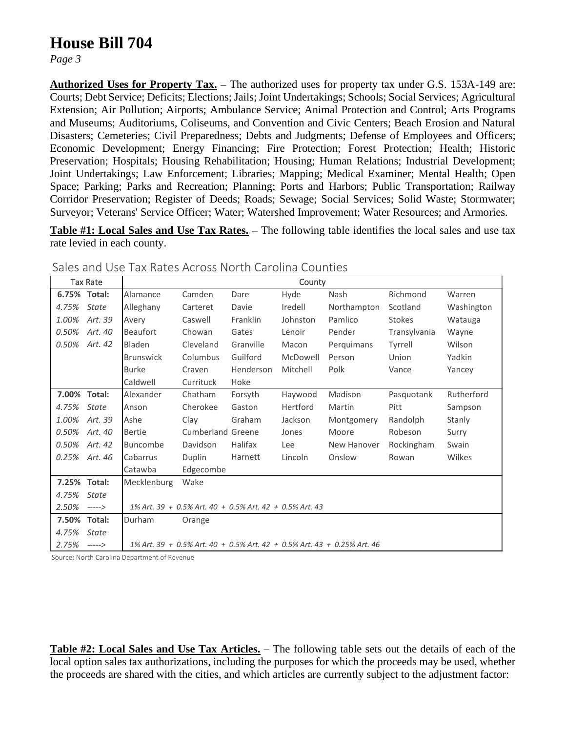**Authorized Uses for Property Tax.** – The authorized uses for property tax under G.S. 153A-149 are: Courts; Debt Service; Deficits; Elections; Jails; Joint Undertakings; Schools; Social Services; Agricultural Extension; Air Pollution; Airports; Ambulance Service; Animal Protection and Control; Arts Programs and Museums; Auditoriums, Coliseums, and Convention and Civic Centers; Beach Erosion and Natural Disasters; Cemeteries; Civil Preparedness; Debts and Judgments; Defense of Employees and Officers; Economic Development; Energy Financing; Fire Protection; Forest Protection; Health; Historic Preservation; Hospitals; Housing Rehabilitation; Housing; Human Relations; Industrial Development; Joint Undertakings; Law Enforcement; Libraries; Mapping; Medical Examiner; Mental Health; Open Space; Parking; Parks and Recreation; Planning; Ports and Harbors; Public Transportation; Railway Corridor Preservation; Register of Deeds; Roads; Sewage; Social Services; Solid Waste; Stormwater; Surveyor; Veterans' Service Officer; Water; Watershed Improvement; Water Resources; and Armories.

**Table #1: Local Sales and Use Tax Rates.** – The following table identifies the local sales and use tax rate levied in each county.

Sales and Use Tax Rates Across North Carolina Counties

| Tax Rate | | County | | | | | | |
|---|---|---|---|---|---|---|---|---|
| **6.75%** | **Total:** | Alamance | Camden | Dare | Hyde | Nash | Richmond | Warren |
| *4.75%* | *State* | Alleghany | Carteret | Davie | Iredell | Northampton | Scotland | Washington |
| *1.00%* | *Art. 39* | Avery | Caswell | Franklin | Johnston | Pamlico | Stokes | Watauga |
| *0.50%* | *Art. 40* | Beaufort | Chowan | Gates | Lenoir | Pender | Transylvania | Wayne |
| *0.50%* | *Art. 42* | Bladen | Cleveland | Granville | Macon | Perquimans | Tyrrell | Wilson |
| | | Brunswick | Columbus | Guilford | McDowell | Person | Union | Yadkin |
| | | Burke | Craven | Henderson | Mitchell | Polk | Vance | Yancey |
| | | Caldwell | Currituck | Hoke | | | | |
| **7.00%** | **Total:** | Alexander | Chatham | Forsyth | Haywood | Madison | Pasquotank | Rutherford |
| *4.75%* | *State* | Anson | Cherokee | Gaston | Hertford | Martin | Pitt | Sampson |
| *1.00%* | *Art. 39* | Ashe | Clay | Graham | Jackson | Montgomery | Randolph | Stanly |
| *0.50%* | *Art. 40* | Bertie | Cumberland | Greene | Jones | Moore | Robeson | Surry |
| *0.50%* | *Art. 42* | Buncombe | Davidson | Halifax | Lee | New Hanover | Rockingham | Swain |
| *0.25%* | *Art. 46* | Cabarrus | Duplin | Harnett | Lincoln | Onslow | Rowan | Wilkes |
| | | Catawba | Edgecombe | | | | | |
| **7.25%** | **Total:** | Mecklenburg | Wake | | | | | |
| *4.75%* | *State* | | | | | | | |
| *2.50%* | *----->* | *1% Art. 39 + 0.5% Art. 40 + 0.5% Art. 42 + 0.5% Art. 43* | | | | | | |
| **7.50%** | **Total:** | Durham | Orange | | | | | |
| *4.75%* | *State* | | | | | | | |
| *2.75%* | *----->* | *1% Art. 39 + 0.5% Art. 40 + 0.5% Art. 42 + 0.5% Art. 43 + 0.25% Art. 46* | | | | | | |

Source: North Carolina Department of Revenue

**Table #2: Local Sales and Use Tax Articles.** – The following table sets out the details of each of the local option sales tax authorizations, including the purposes for which the proceeds may be used, whether the proceeds are shared with the cities, and which articles are currently subject to the adjustment factor: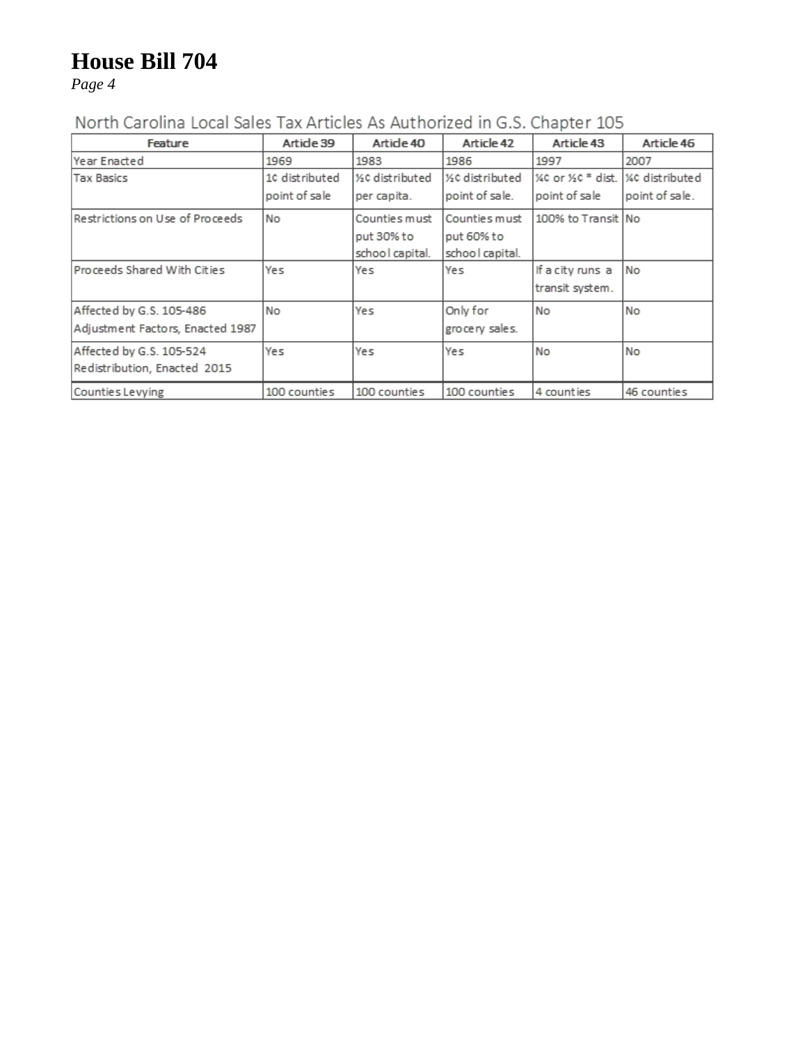# House Bill 704

*Page 4*

North Carolina Local Sales Tax Articles As Authorized in G.S. Chapter 105

| Feature | Article 39 | Article 40 | Article 42 | Article 43 | Article 46 |
|---|---|---|---|---|---|
| Year Enacted | 1969 | 1983 | 1986 | 1997 | 2007 |
| Tax Basics | 1¢ distributed point of sale | ½¢ distributed per capita. | ½¢ distributed point of sale. | ¼¢ or ½¢ * dist. point of sale | ¼¢ distributed point of sale. |
| Restrictions on Use of Proceeds | No | Counties must put 30% to school capital. | Counties must put 60% to school capital. | 100% to Transit | No |
| Proceeds Shared With Cities | Yes | Yes | Yes | If a city runs a transit system. | No |
| Affected by G.S. 105-486 Adjustment Factors, Enacted 1987 | No | Yes | Only for grocery sales. | No | No |
| Affected by G.S. 105-524 Redistribution, Enacted 2015 | Yes | Yes | Yes | No | No |
| Counties Levying | 100 counties | 100 counties | 100 counties | 4 counties | 46 counties |